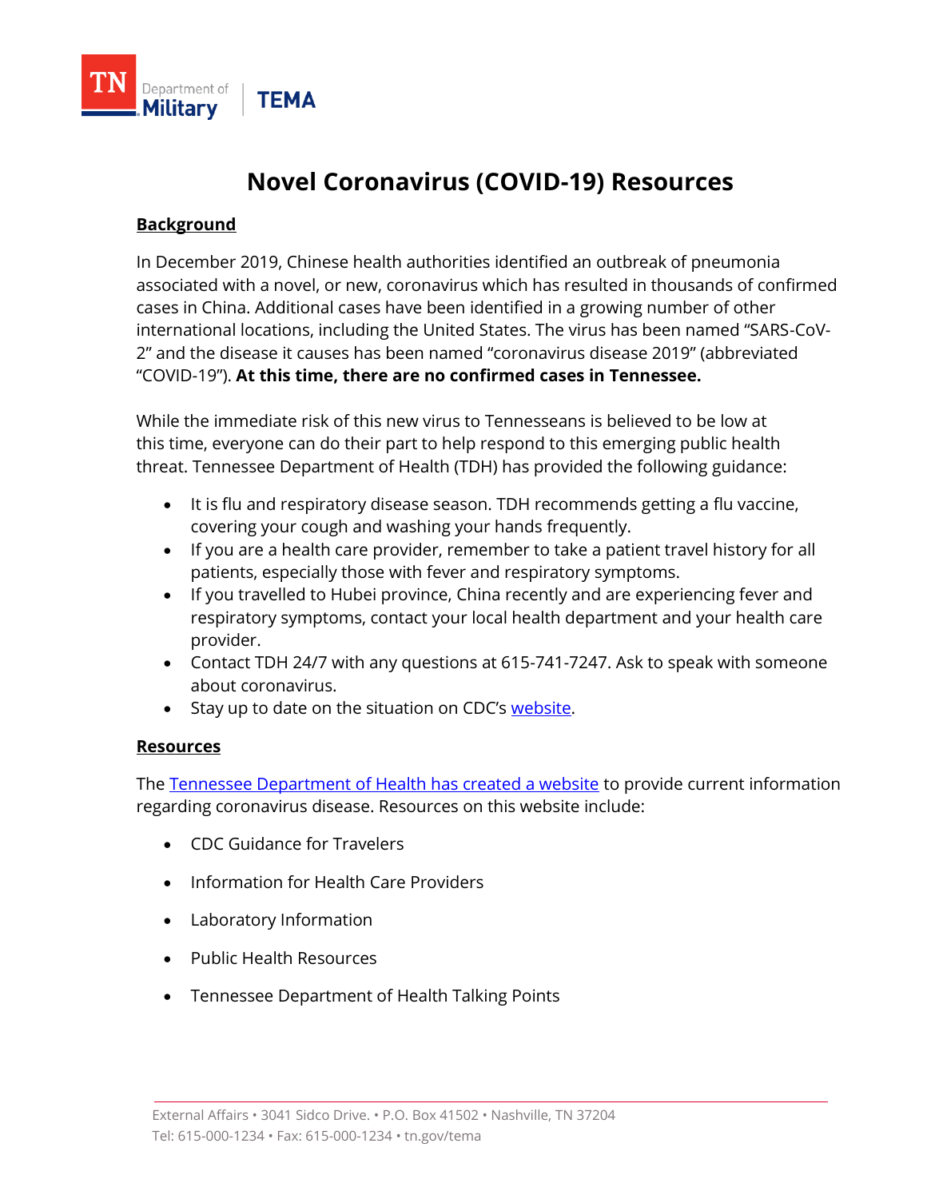TN Department of Military | TEMA

# Novel Coronavirus (COVID-19) Resources

## Background

In December 2019, Chinese health authorities identified an outbreak of pneumonia associated with a novel, or new, coronavirus which has resulted in thousands of confirmed cases in China. Additional cases have been identified in a growing number of other international locations, including the United States. The virus has been named "SARS-CoV-2" and the disease it causes has been named "coronavirus disease 2019" (abbreviated "COVID-19"). **At this time, there are no confirmed cases in Tennessee.**

While the immediate risk of this new virus to Tennesseans is believed to be low at this time, everyone can do their part to help respond to this emerging public health threat. Tennessee Department of Health (TDH) has provided the following guidance:

- It is flu and respiratory disease season. TDH recommends getting a flu vaccine, covering your cough and washing your hands frequently.
- If you are a health care provider, remember to take a patient travel history for all patients, especially those with fever and respiratory symptoms.
- If you travelled to Hubei province, China recently and are experiencing fever and respiratory symptoms, contact your local health department and your health care provider.
- Contact TDH 24/7 with any questions at 615-741-7247. Ask to speak with someone about coronavirus.
- Stay up to date on the situation on CDC's website.

## Resources

The Tennessee Department of Health has created a website to provide current information regarding coronavirus disease. Resources on this website include:

- CDC Guidance for Travelers
- Information for Health Care Providers
- Laboratory Information
- Public Health Resources
- Tennessee Department of Health Talking Points

External Affairs • 3041 Sidco Drive. • P.O. Box 41502 • Nashville, TN 37204
Tel: 615-000-1234 • Fax: 615-000-1234 • tn.gov/tema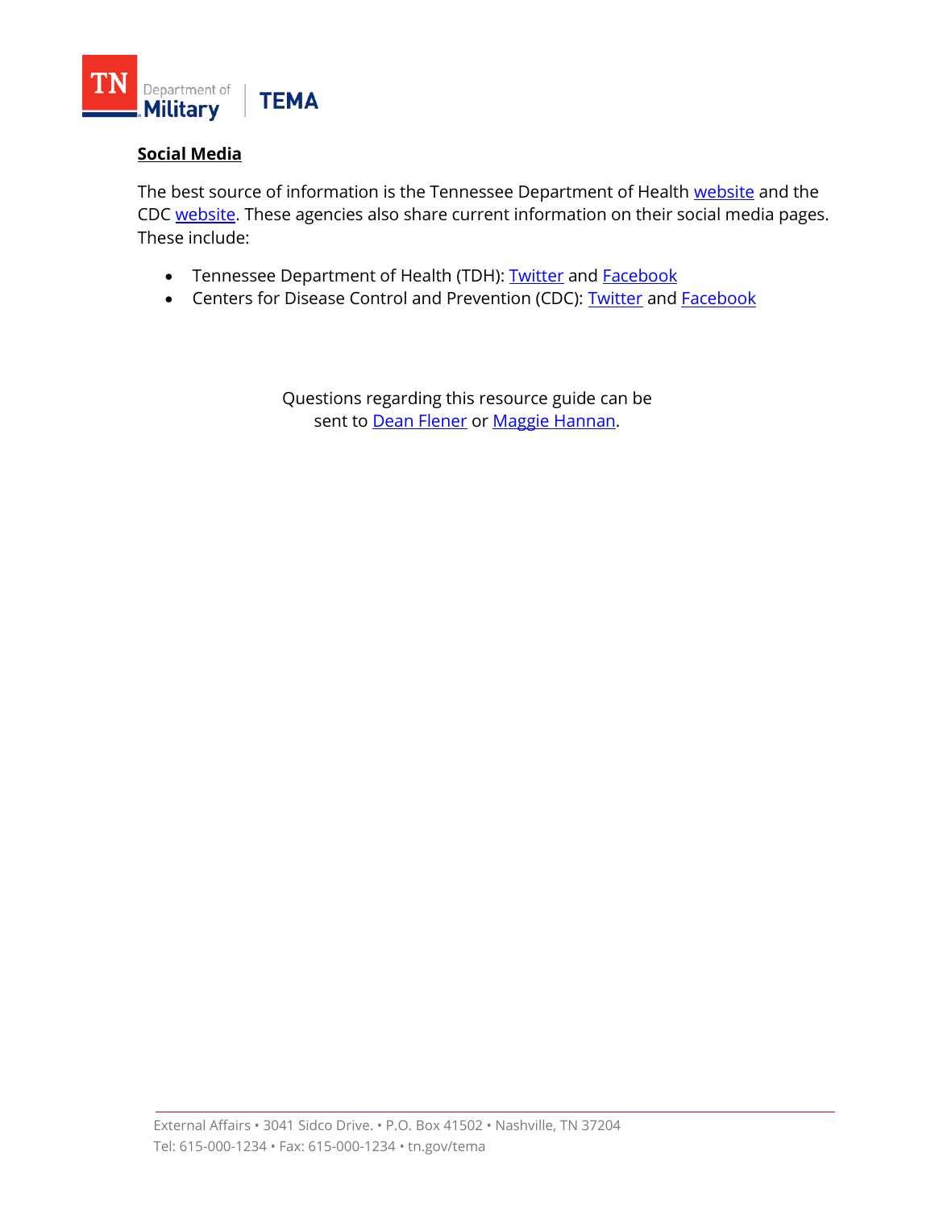**Social Media**

The best source of information is the Tennessee Department of Health website and the CDC website. These agencies also share current information on their social media pages. These include:

- Tennessee Department of Health (TDH): Twitter and Facebook
- Centers for Disease Control and Prevention (CDC): Twitter and Facebook

Questions regarding this resource guide can be sent to Dean Flener or Maggie Hannan.